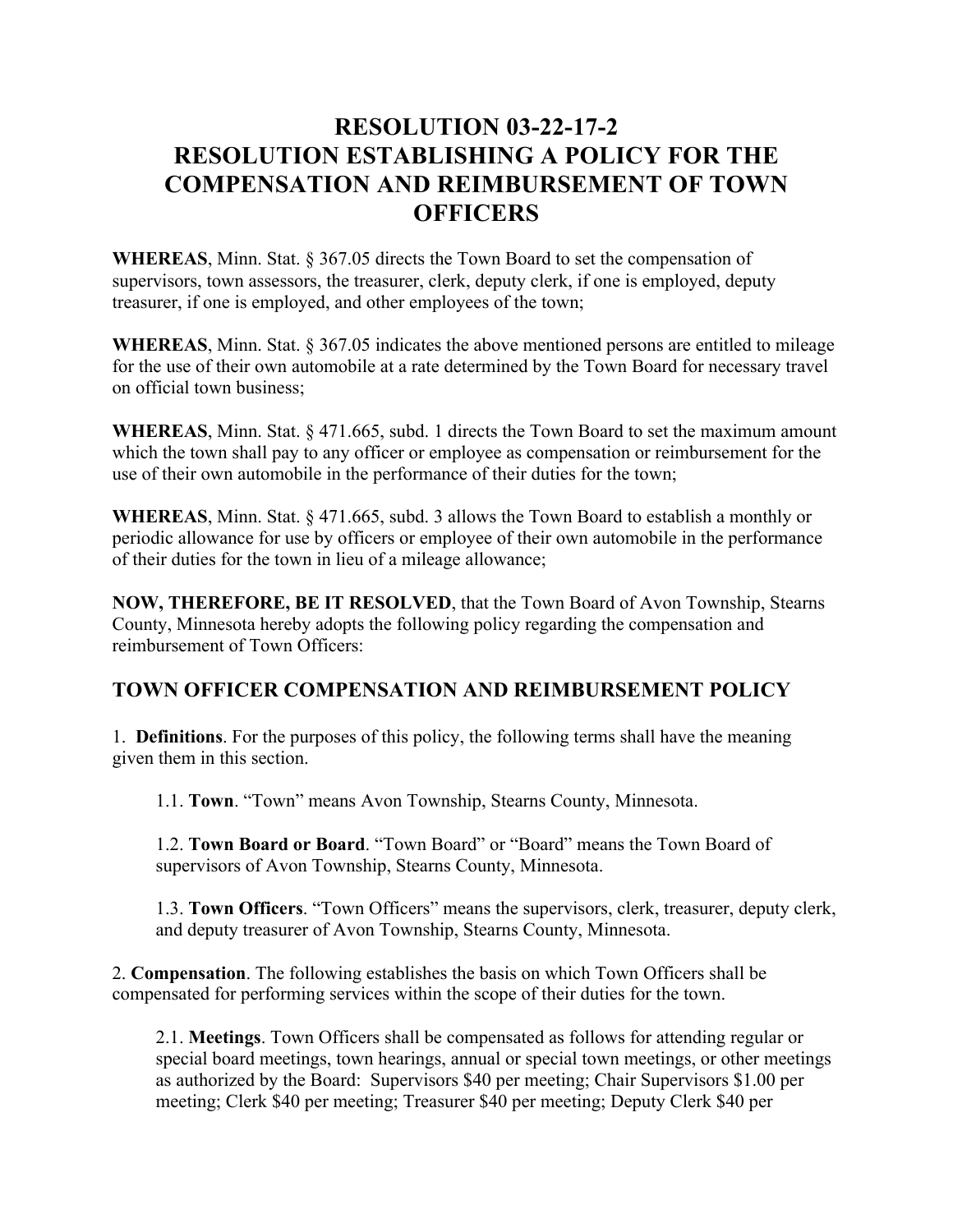# RESOLUTION 03-22-17-2
# RESOLUTION ESTABLISHING A POLICY FOR THE COMPENSATION AND REIMBURSEMENT OF TOWN OFFICERS

**WHEREAS**, Minn. Stat. § 367.05 directs the Town Board to set the compensation of supervisors, town assessors, the treasurer, clerk, deputy clerk, if one is employed, deputy treasurer, if one is employed, and other employees of the town;

**WHEREAS**, Minn. Stat. § 367.05 indicates the above mentioned persons are entitled to mileage for the use of their own automobile at a rate determined by the Town Board for necessary travel on official town business;

**WHEREAS**, Minn. Stat. § 471.665, subd. 1 directs the Town Board to set the maximum amount which the town shall pay to any officer or employee as compensation or reimbursement for the use of their own automobile in the performance of their duties for the town;

**WHEREAS**, Minn. Stat. § 471.665, subd. 3 allows the Town Board to establish a monthly or periodic allowance for use by officers or employee of their own automobile in the performance of their duties for the town in lieu of a mileage allowance;

**NOW, THEREFORE, BE IT RESOLVED**, that the Town Board of Avon Township, Stearns County, Minnesota hereby adopts the following policy regarding the compensation and reimbursement of Town Officers:

## TOWN OFFICER COMPENSATION AND REIMBURSEMENT POLICY

1. **Definitions**. For the purposes of this policy, the following terms shall have the meaning given them in this section.

   1.1. **Town**. "Town" means Avon Township, Stearns County, Minnesota.

   1.2. **Town Board or Board**. "Town Board" or "Board" means the Town Board of supervisors of Avon Township, Stearns County, Minnesota.

   1.3. **Town Officers**. "Town Officers" means the supervisors, clerk, treasurer, deputy clerk, and deputy treasurer of Avon Township, Stearns County, Minnesota.

2. **Compensation**. The following establishes the basis on which Town Officers shall be compensated for performing services within the scope of their duties for the town.

   2.1. **Meetings**. Town Officers shall be compensated as follows for attending regular or special board meetings, town hearings, annual or special town meetings, or other meetings as authorized by the Board: Supervisors $40 per meeting; Chair Supervisors $1.00 per meeting; Clerk $40 per meeting; Treasurer $40 per meeting; Deputy Clerk $40 per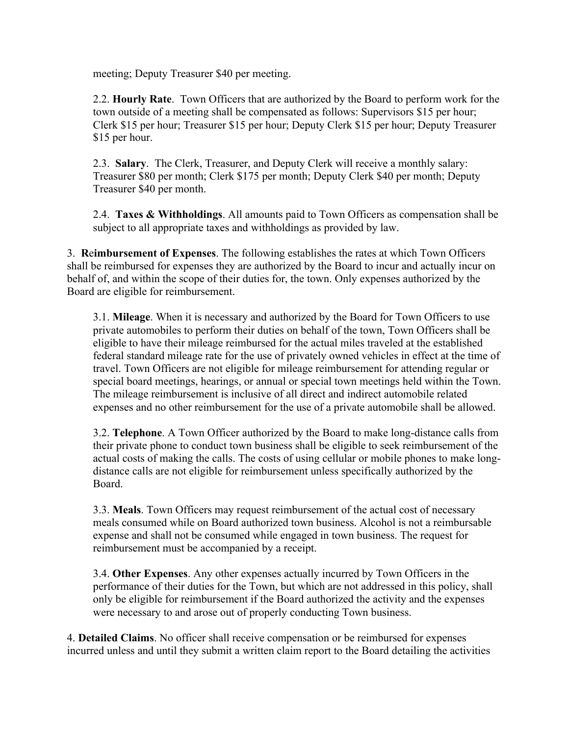meeting; Deputy Treasurer $40 per meeting.

2.2. **Hourly Rate**. Town Officers that are authorized by the Board to perform work for the town outside of a meeting shall be compensated as follows: Supervisors $15 per hour; Clerk $15 per hour; Treasurer $15 per hour; Deputy Clerk $15 per hour; Deputy Treasurer $15 per hour.

2.3. **Salary**. The Clerk, Treasurer, and Deputy Clerk will receive a monthly salary: Treasurer $80 per month; Clerk $175 per month; Deputy Clerk $40 per month; Deputy Treasurer $40 per month.

2.4. **Taxes & Withholdings**. All amounts paid to Town Officers as compensation shall be subject to all appropriate taxes and withholdings as provided by law.

3. **Reimbursement of Expenses**. The following establishes the rates at which Town Officers shall be reimbursed for expenses they are authorized by the Board to incur and actually incur on behalf of, and within the scope of their duties for, the town. Only expenses authorized by the Board are eligible for reimbursement.

3.1. **Mileage**. When it is necessary and authorized by the Board for Town Officers to use private automobiles to perform their duties on behalf of the town, Town Officers shall be eligible to have their mileage reimbursed for the actual miles traveled at the established federal standard mileage rate for the use of privately owned vehicles in effect at the time of travel. Town Officers are not eligible for mileage reimbursement for attending regular or special board meetings, hearings, or annual or special town meetings held within the Town. The mileage reimbursement is inclusive of all direct and indirect automobile related expenses and no other reimbursement for the use of a private automobile shall be allowed.

3.2. **Telephone**. A Town Officer authorized by the Board to make long-distance calls from their private phone to conduct town business shall be eligible to seek reimbursement of the actual costs of making the calls. The costs of using cellular or mobile phones to make long-distance calls are not eligible for reimbursement unless specifically authorized by the Board.

3.3. **Meals**. Town Officers may request reimbursement of the actual cost of necessary meals consumed while on Board authorized town business. Alcohol is not a reimbursable expense and shall not be consumed while engaged in town business. The request for reimbursement must be accompanied by a receipt.

3.4. **Other Expenses**. Any other expenses actually incurred by Town Officers in the performance of their duties for the Town, but which are not addressed in this policy, shall only be eligible for reimbursement if the Board authorized the activity and the expenses were necessary to and arose out of properly conducting Town business.

4. **Detailed Claims**. No officer shall receive compensation or be reimbursed for expenses incurred unless and until they submit a written claim report to the Board detailing the activities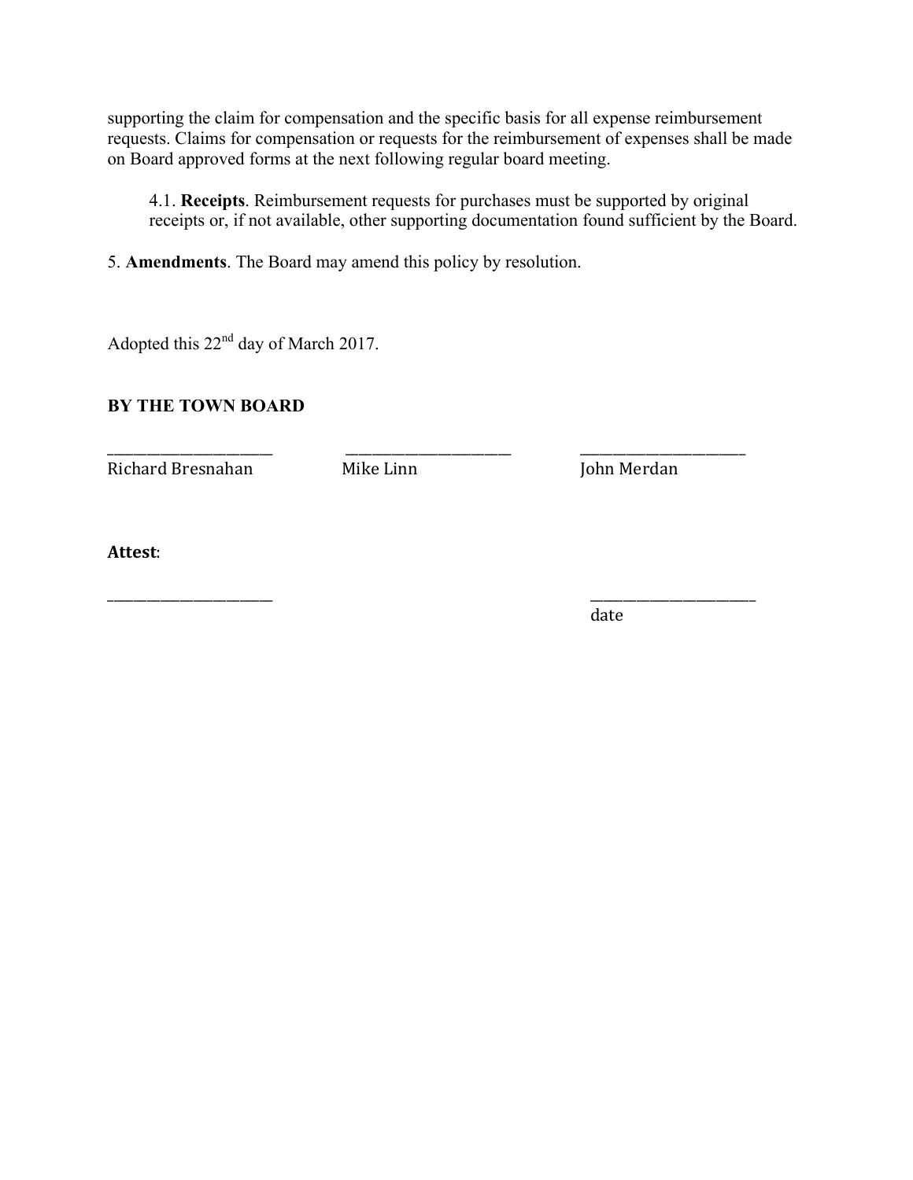supporting the claim for compensation and the specific basis for all expense reimbursement requests. Claims for compensation or requests for the reimbursement of expenses shall be made on Board approved forms at the next following regular board meeting.

4.1. **Receipts**. Reimbursement requests for purchases must be supported by original receipts or, if not available, other supporting documentation found sufficient by the Board.

5. **Amendments**. The Board may amend this policy by resolution.

Adopted this 22nd day of March 2017.

**BY THE TOWN BOARD**

| | | |
|---|---|---|
| ____________________ | ____________________ | ____________________ |
| Richard Bresnahan | Mike Linn | John Merdan |

**Attest**:

| | |
|---|---|
| ____________________ | ____________________ |
| | date |